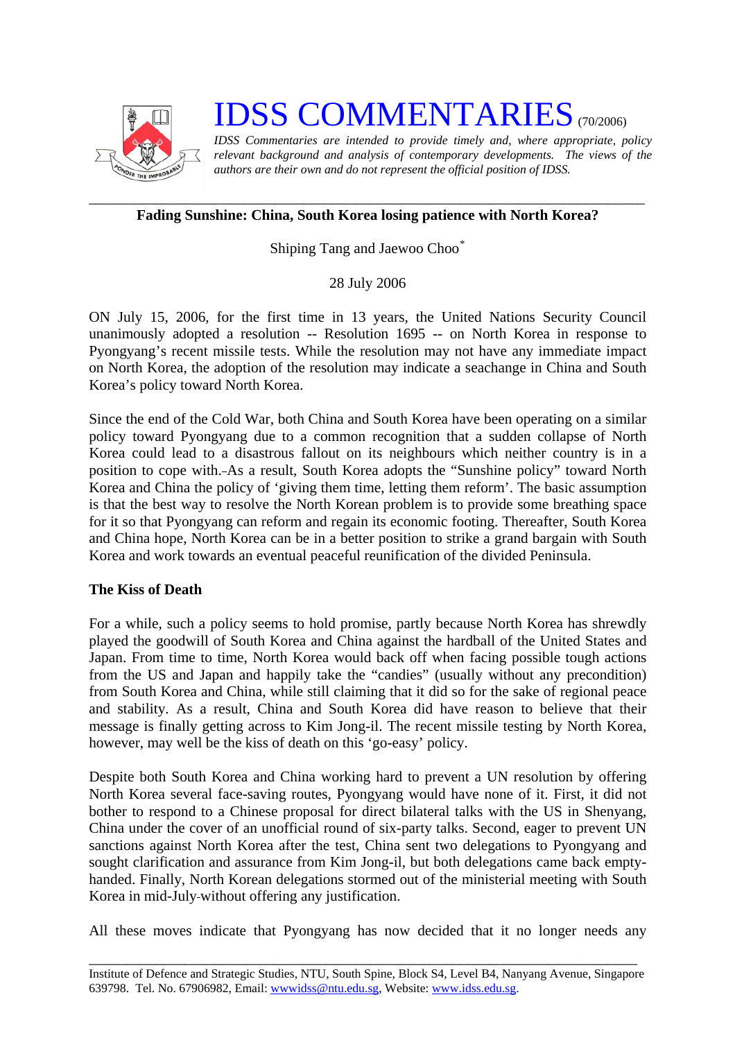# IDSS COMMENTARIES (70/2006)

*IDSS Commentaries are intended to provide timely and, where appropriate, policy relevant background and analysis of contemporary developments. The views of the authors are their own and do not represent the official position of IDSS.*

---

**Fading Sunshine: China, South Korea losing patience with North Korea?**

Shiping Tang and Jaewoo Choo*

28 July 2006

ON July 15, 2006, for the first time in 13 years, the United Nations Security Council unanimously adopted a resolution -- Resolution 1695 -- on North Korea in response to Pyongyang's recent missile tests. While the resolution may not have any immediate impact on North Korea, the adoption of the resolution may indicate a seachange in China and South Korea's policy toward North Korea.

Since the end of the Cold War, both China and South Korea have been operating on a similar policy toward Pyongyang due to a common recognition that a sudden collapse of North Korea could lead to a disastrous fallout on its neighbours which neither country is in a position to cope with. As a result, South Korea adopts the "Sunshine policy" toward North Korea and China the policy of 'giving them time, letting them reform'. The basic assumption is that the best way to resolve the North Korean problem is to provide some breathing space for it so that Pyongyang can reform and regain its economic footing. Thereafter, South Korea and China hope, North Korea can be in a better position to strike a grand bargain with South Korea and work towards an eventual peaceful reunification of the divided Peninsula.

**The Kiss of Death**

For a while, such a policy seems to hold promise, partly because North Korea has shrewdly played the goodwill of South Korea and China against the hardball of the United States and Japan. From time to time, North Korea would back off when facing possible tough actions from the US and Japan and happily take the "candies" (usually without any precondition) from South Korea and China, while still claiming that it did so for the sake of regional peace and stability. As a result, China and South Korea did have reason to believe that their message is finally getting across to Kim Jong-il. The recent missile testing by North Korea, however, may well be the kiss of death on this 'go-easy' policy.

Despite both South Korea and China working hard to prevent a UN resolution by offering North Korea several face-saving routes, Pyongyang would have none of it. First, it did not bother to respond to a Chinese proposal for direct bilateral talks with the US in Shenyang, China under the cover of an unofficial round of six-party talks. Second, eager to prevent UN sanctions against North Korea after the test, China sent two delegations to Pyongyang and sought clarification and assurance from Kim Jong-il, but both delegations came back empty-handed. Finally, North Korean delegations stormed out of the ministerial meeting with South Korea in mid-July without offering any justification.

All these moves indicate that Pyongyang has now decided that it no longer needs any

---

Institute of Defence and Strategic Studies, NTU, South Spine, Block S4, Level B4, Nanyang Avenue, Singapore 639798. Tel. No. 67906982, Email: wwwidss@ntu.edu.sg, Website: www.idss.edu.sg.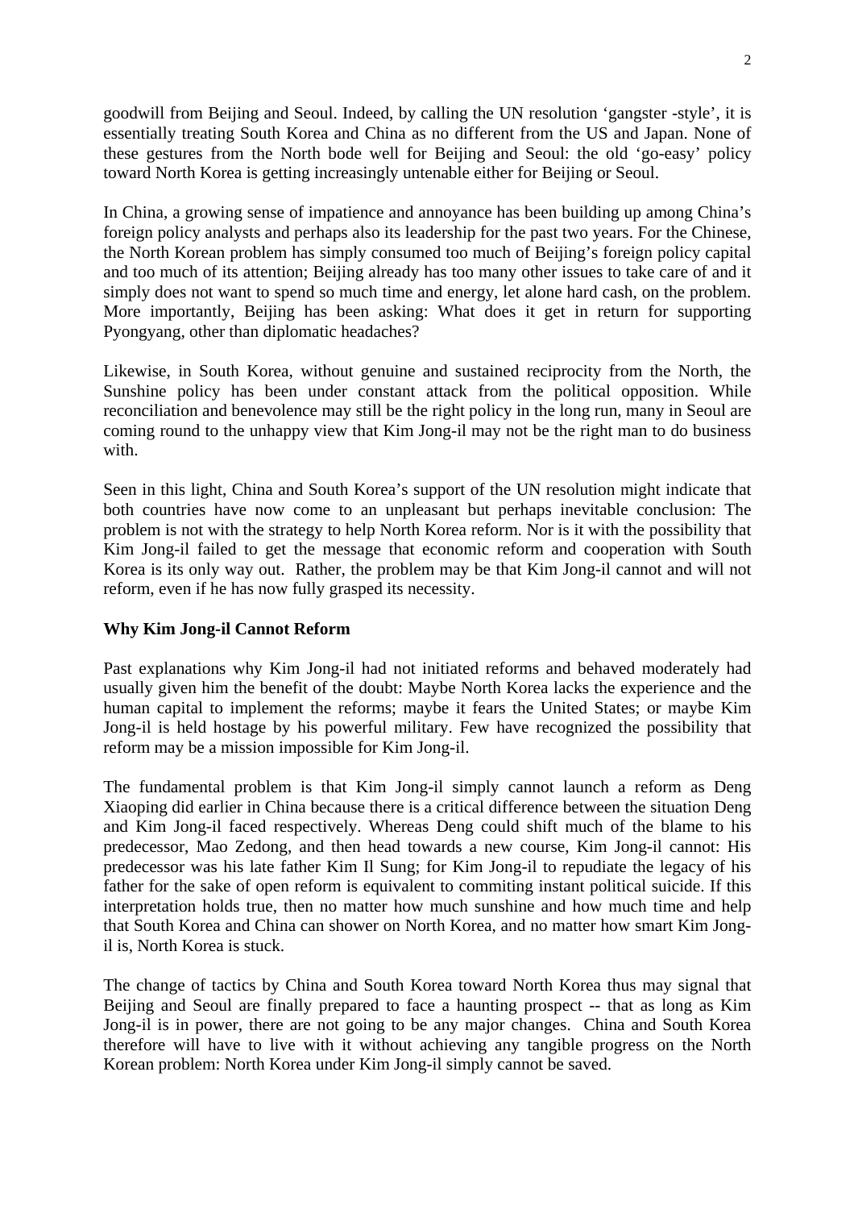goodwill from Beijing and Seoul. Indeed, by calling the UN resolution 'gangster -style', it is essentially treating South Korea and China as no different from the US and Japan. None of these gestures from the North bode well for Beijing and Seoul: the old 'go-easy' policy toward North Korea is getting increasingly untenable either for Beijing or Seoul.

In China, a growing sense of impatience and annoyance has been building up among China's foreign policy analysts and perhaps also its leadership for the past two years. For the Chinese, the North Korean problem has simply consumed too much of Beijing's foreign policy capital and too much of its attention; Beijing already has too many other issues to take care of and it simply does not want to spend so much time and energy, let alone hard cash, on the problem. More importantly, Beijing has been asking: What does it get in return for supporting Pyongyang, other than diplomatic headaches?

Likewise, in South Korea, without genuine and sustained reciprocity from the North, the Sunshine policy has been under constant attack from the political opposition. While reconciliation and benevolence may still be the right policy in the long run, many in Seoul are coming round to the unhappy view that Kim Jong-il may not be the right man to do business with.

Seen in this light, China and South Korea's support of the UN resolution might indicate that both countries have now come to an unpleasant but perhaps inevitable conclusion: The problem is not with the strategy to help North Korea reform. Nor is it with the possibility that Kim Jong-il failed to get the message that economic reform and cooperation with South Korea is its only way out. Rather, the problem may be that Kim Jong-il cannot and will not reform, even if he has now fully grasped its necessity.

**Why Kim Jong-il Cannot Reform**

Past explanations why Kim Jong-il had not initiated reforms and behaved moderately had usually given him the benefit of the doubt: Maybe North Korea lacks the experience and the human capital to implement the reforms; maybe it fears the United States; or maybe Kim Jong-il is held hostage by his powerful military. Few have recognized the possibility that reform may be a mission impossible for Kim Jong-il.

The fundamental problem is that Kim Jong-il simply cannot launch a reform as Deng Xiaoping did earlier in China because there is a critical difference between the situation Deng and Kim Jong-il faced respectively. Whereas Deng could shift much of the blame to his predecessor, Mao Zedong, and then head towards a new course, Kim Jong-il cannot: His predecessor was his late father Kim Il Sung; for Kim Jong-il to repudiate the legacy of his father for the sake of open reform is equivalent to commiting instant political suicide. If this interpretation holds true, then no matter how much sunshine and how much time and help that South Korea and China can shower on North Korea, and no matter how smart Kim Jong-il is, North Korea is stuck.

The change of tactics by China and South Korea toward North Korea thus may signal that Beijing and Seoul are finally prepared to face a haunting prospect -- that as long as Kim Jong-il is in power, there are not going to be any major changes. China and South Korea therefore will have to live with it without achieving any tangible progress on the North Korean problem: North Korea under Kim Jong-il simply cannot be saved.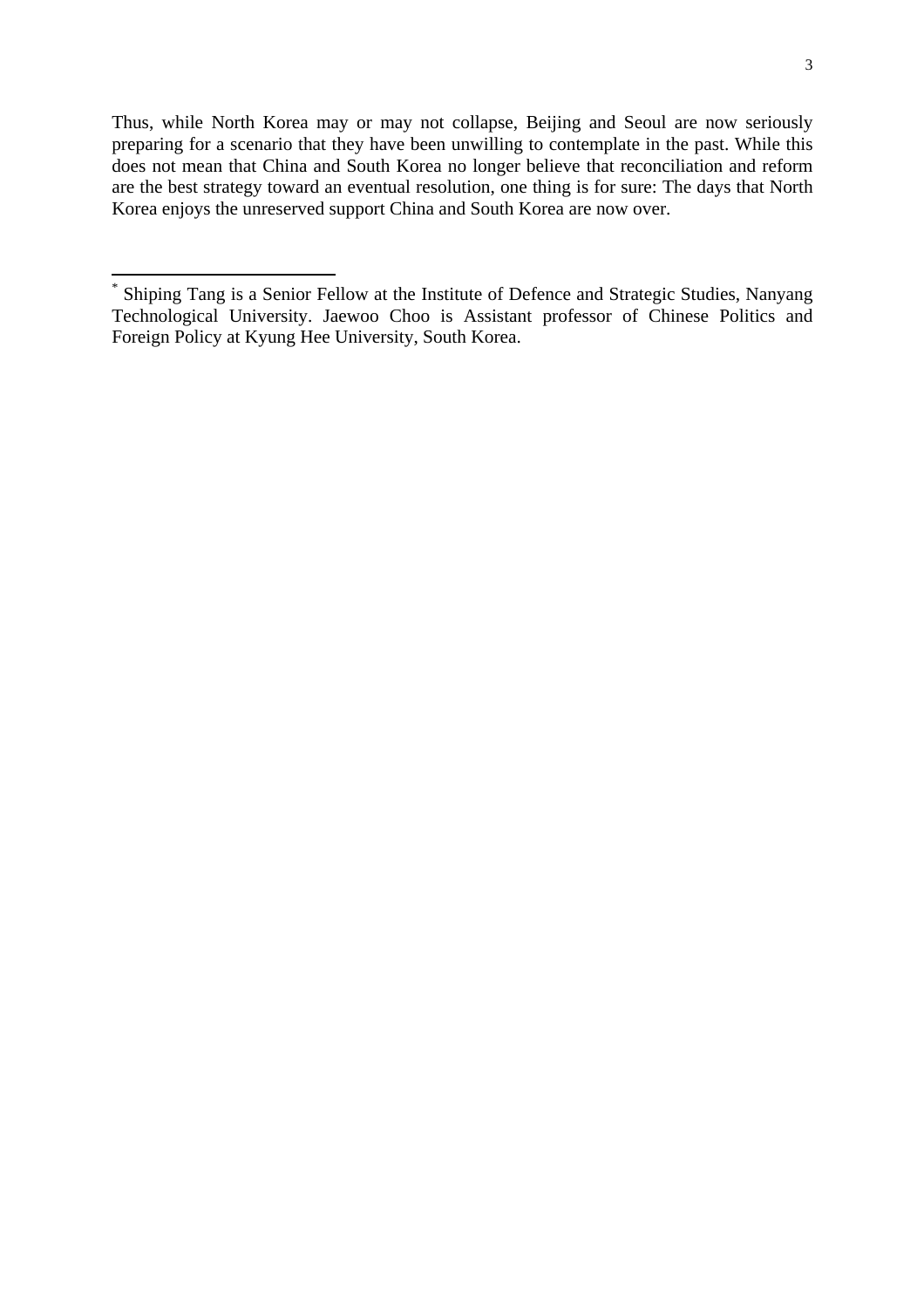Thus, while North Korea may or may not collapse, Beijing and Seoul are now seriously preparing for a scenario that they have been unwilling to contemplate in the past. While this does not mean that China and South Korea no longer believe that reconciliation and reform are the best strategy toward an eventual resolution, one thing is for sure: The days that North Korea enjoys the unreserved support China and South Korea are now over.

---

[*] Shiping Tang is a Senior Fellow at the Institute of Defence and Strategic Studies, Nanyang Technological University. Jaewoo Choo is Assistant professor of Chinese Politics and Foreign Policy at Kyung Hee University, South Korea.